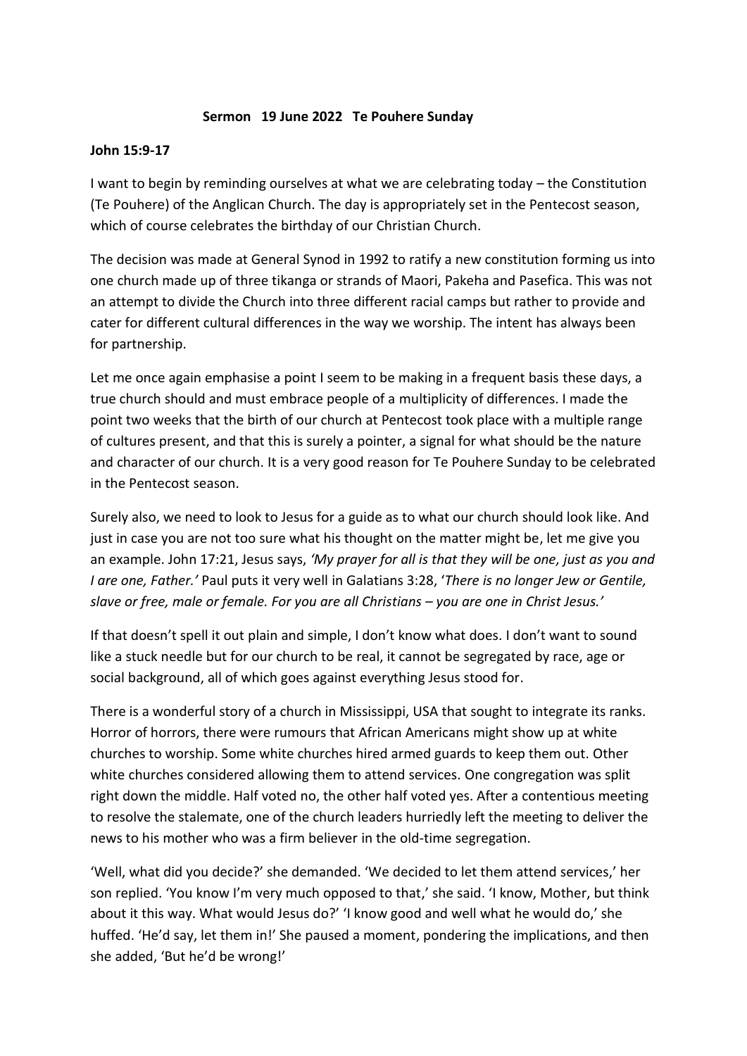**Sermon 19 June 2022 Te Pouhere Sunday**

**John 15:9-17**

I want to begin by reminding ourselves at what we are celebrating today – the Constitution (Te Pouhere) of the Anglican Church. The day is appropriately set in the Pentecost season, which of course celebrates the birthday of our Christian Church.

The decision was made at General Synod in 1992 to ratify a new constitution forming us into one church made up of three tikanga or strands of Maori, Pakeha and Pasefica. This was not an attempt to divide the Church into three different racial camps but rather to provide and cater for different cultural differences in the way we worship. The intent has always been for partnership.

Let me once again emphasise a point I seem to be making in a frequent basis these days, a true church should and must embrace people of a multiplicity of differences. I made the point two weeks that the birth of our church at Pentecost took place with a multiple range of cultures present, and that this is surely a pointer, a signal for what should be the nature and character of our church. It is a very good reason for Te Pouhere Sunday to be celebrated in the Pentecost season.

Surely also, we need to look to Jesus for a guide as to what our church should look like. And just in case you are not too sure what his thought on the matter might be, let me give you an example. John 17:21, Jesus says, *'My prayer for all is that they will be one, just as you and I are one, Father.'* Paul puts it very well in Galatians 3:28, '*There is no longer Jew or Gentile, slave or free, male or female. For you are all Christians – you are one in Christ Jesus.'*

If that doesn't spell it out plain and simple, I don't know what does. I don't want to sound like a stuck needle but for our church to be real, it cannot be segregated by race, age or social background, all of which goes against everything Jesus stood for.

There is a wonderful story of a church in Mississippi, USA that sought to integrate its ranks. Horror of horrors, there were rumours that African Americans might show up at white churches to worship. Some white churches hired armed guards to keep them out. Other white churches considered allowing them to attend services. One congregation was split right down the middle. Half voted no, the other half voted yes. After a contentious meeting to resolve the stalemate, one of the church leaders hurriedly left the meeting to deliver the news to his mother who was a firm believer in the old-time segregation.

'Well, what did you decide?' she demanded. 'We decided to let them attend services,' her son replied. 'You know I'm very much opposed to that,' she said. 'I know, Mother, but think about it this way. What would Jesus do?' 'I know good and well what he would do,' she huffed. 'He'd say, let them in!' She paused a moment, pondering the implications, and then she added, 'But he'd be wrong!'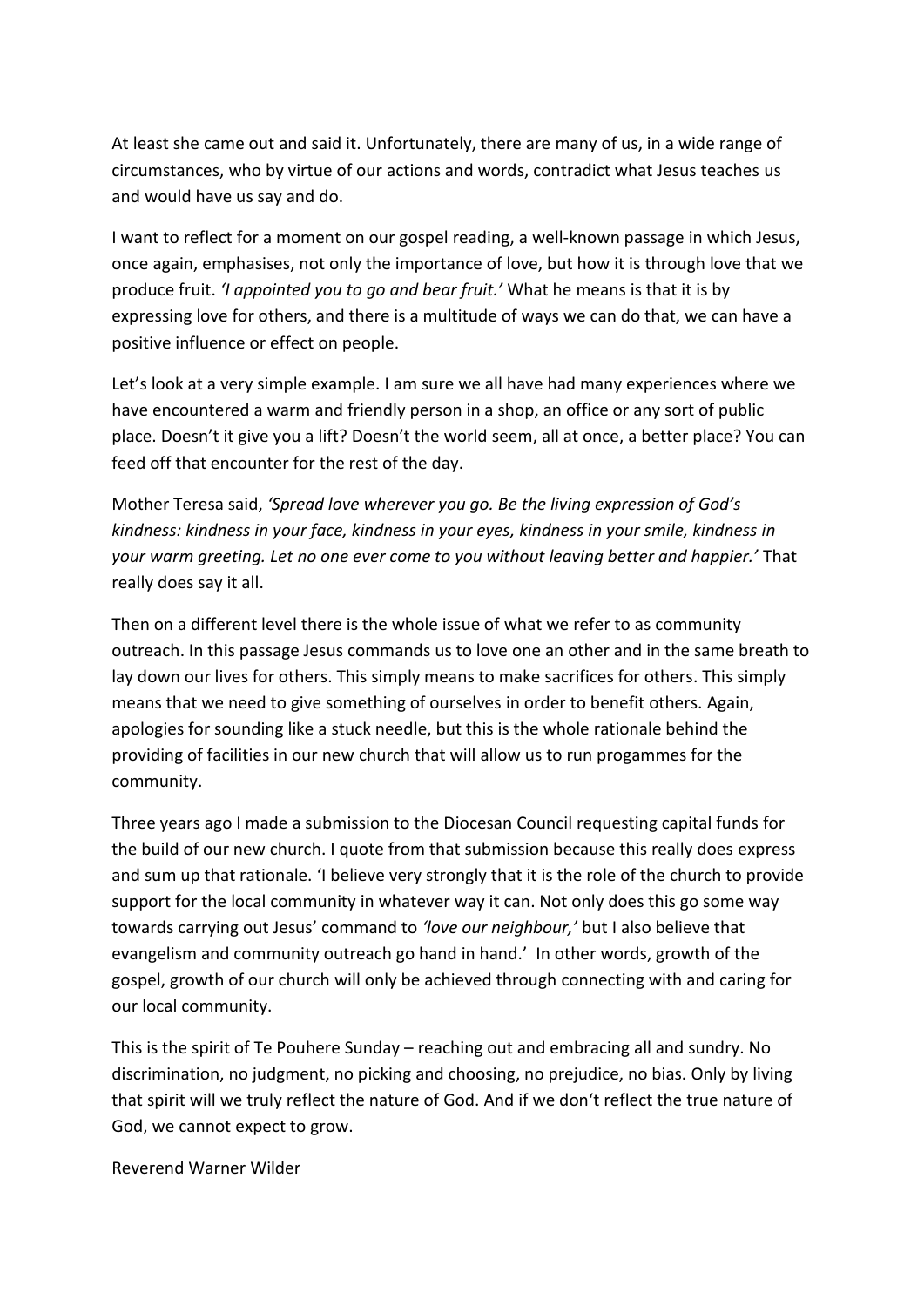At least she came out and said it. Unfortunately, there are many of us, in a wide range of circumstances, who by virtue of our actions and words, contradict what Jesus teaches us and would have us say and do.

I want to reflect for a moment on our gospel reading, a well-known passage in which Jesus, once again, emphasises, not only the importance of love, but how it is through love that we produce fruit. *'I appointed you to go and bear fruit.'* What he means is that it is by expressing love for others, and there is a multitude of ways we can do that, we can have a positive influence or effect on people.

Let's look at a very simple example. I am sure we all have had many experiences where we have encountered a warm and friendly person in a shop, an office or any sort of public place. Doesn't it give you a lift? Doesn't the world seem, all at once, a better place? You can feed off that encounter for the rest of the day.

Mother Teresa said, *'Spread love wherever you go. Be the living expression of God's kindness: kindness in your face, kindness in your eyes, kindness in your smile, kindness in your warm greeting. Let no one ever come to you without leaving better and happier.'* That really does say it all.

Then on a different level there is the whole issue of what we refer to as community outreach. In this passage Jesus commands us to love one an other and in the same breath to lay down our lives for others. This simply means to make sacrifices for others. This simply means that we need to give something of ourselves in order to benefit others. Again, apologies for sounding like a stuck needle, but this is the whole rationale behind the providing of facilities in our new church that will allow us to run progammes for the community.

Three years ago I made a submission to the Diocesan Council requesting capital funds for the build of our new church. I quote from that submission because this really does express and sum up that rationale. 'I believe very strongly that it is the role of the church to provide support for the local community in whatever way it can. Not only does this go some way towards carrying out Jesus' command to *'love our neighbour,'* but I also believe that evangelism and community outreach go hand in hand.' In other words, growth of the gospel, growth of our church will only be achieved through connecting with and caring for our local community.

This is the spirit of Te Pouhere Sunday – reaching out and embracing all and sundry. No discrimination, no judgment, no picking and choosing, no prejudice, no bias. Only by living that spirit will we truly reflect the nature of God. And if we don't reflect the true nature of God, we cannot expect to grow.

Reverend Warner Wilder